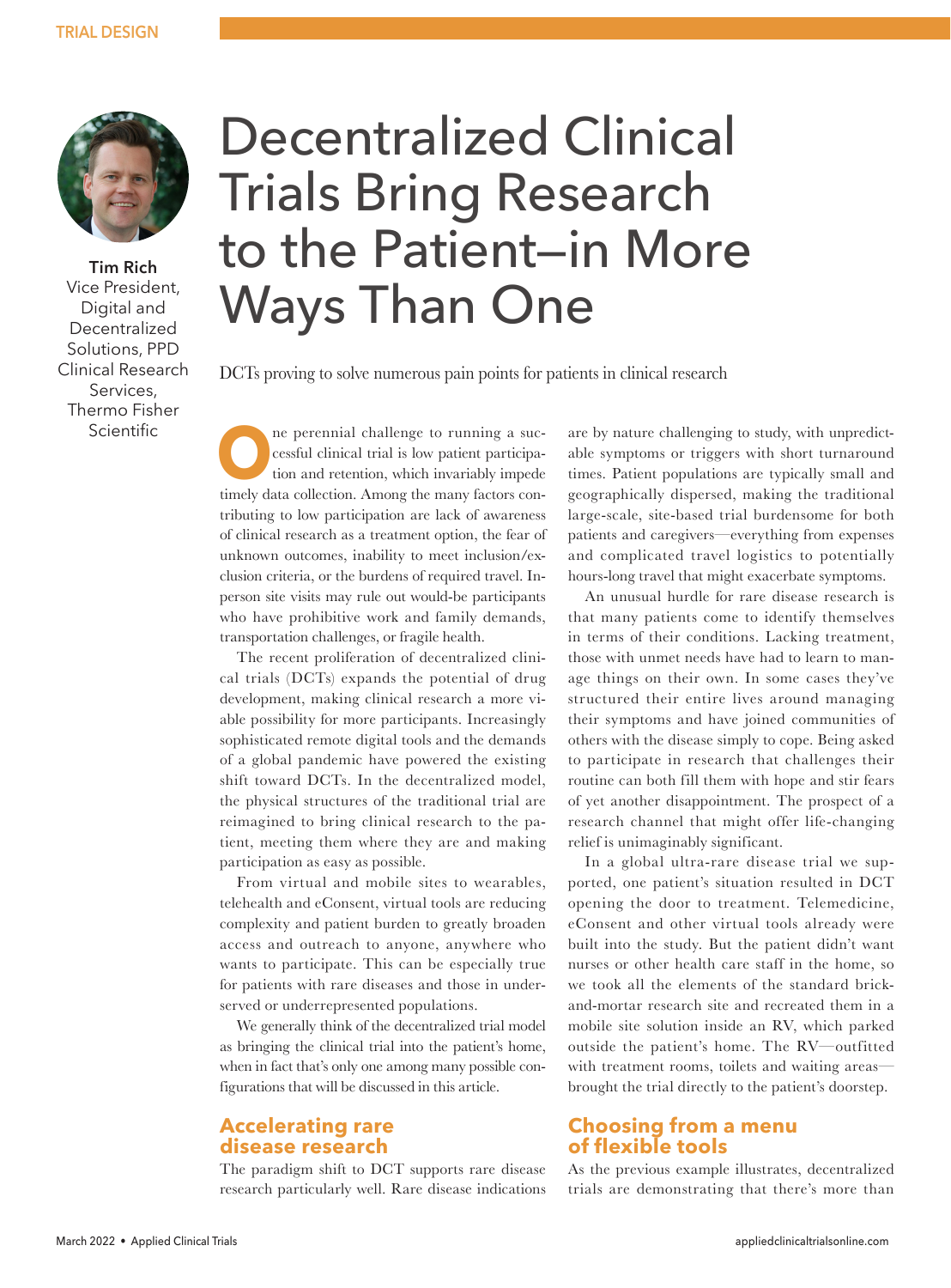# Decentralized Clinical Trials Bring Research to the Patient—in More Ways Than One

**Tim Rich**
Vice President, Digital and Decentralized Solutions, PPD Clinical Research Services, Thermo Fisher Scientific

DCTs proving to solve numerous pain points for patients in clinical research

One perennial challenge to running a successful clinical trial is low patient participation and retention, which invariably impede timely data collection. Among the many factors contributing to low participation are lack of awareness of clinical research as a treatment option, the fear of unknown outcomes, inability to meet inclusion/exclusion criteria, or the burdens of required travel. In-person site visits may rule out would-be participants who have prohibitive work and family demands, transportation challenges, or fragile health.

The recent proliferation of decentralized clinical trials (DCTs) expands the potential of drug development, making clinical research a more viable possibility for more participants. Increasingly sophisticated remote digital tools and the demands of a global pandemic have powered the existing shift toward DCTs. In the decentralized model, the physical structures of the traditional trial are reimagined to bring clinical research to the patient, meeting them where they are and making participation as easy as possible.

From virtual and mobile sites to wearables, telehealth and eConsent, virtual tools are reducing complexity and patient burden to greatly broaden access and outreach to anyone, anywhere who wants to participate. This can be especially true for patients with rare diseases and those in underserved or underrepresented populations.

We generally think of the decentralized trial model as bringing the clinical trial into the patient's home, when in fact that's only one among many possible configurations that will be discussed in this article.

## Accelerating rare disease research

The paradigm shift to DCT supports rare disease research particularly well. Rare disease indications are by nature challenging to study, with unpredictable symptoms or triggers with short turnaround times. Patient populations are typically small and geographically dispersed, making the traditional large-scale, site-based trial burdensome for both patients and caregivers—everything from expenses and complicated travel logistics to potentially hours-long travel that might exacerbate symptoms.

An unusual hurdle for rare disease research is that many patients come to identify themselves in terms of their conditions. Lacking treatment, those with unmet needs have had to learn to manage things on their own. In some cases they've structured their entire lives around managing their symptoms and have joined communities of others with the disease simply to cope. Being asked to participate in research that challenges their routine can both fill them with hope and stir fears of yet another disappointment. The prospect of a research channel that might offer life-changing relief is unimaginably significant.

In a global ultra-rare disease trial we supported, one patient's situation resulted in DCT opening the door to treatment. Telemedicine, eConsent and other virtual tools already were built into the study. But the patient didn't want nurses or other health care staff in the home, so we took all the elements of the standard brick-and-mortar research site and recreated them in a mobile site solution inside an RV, which parked outside the patient's home. The RV—outfitted with treatment rooms, toilets and waiting areas—brought the trial directly to the patient's doorstep.

## Choosing from a menu of flexible tools

As the previous example illustrates, decentralized trials are demonstrating that there's more than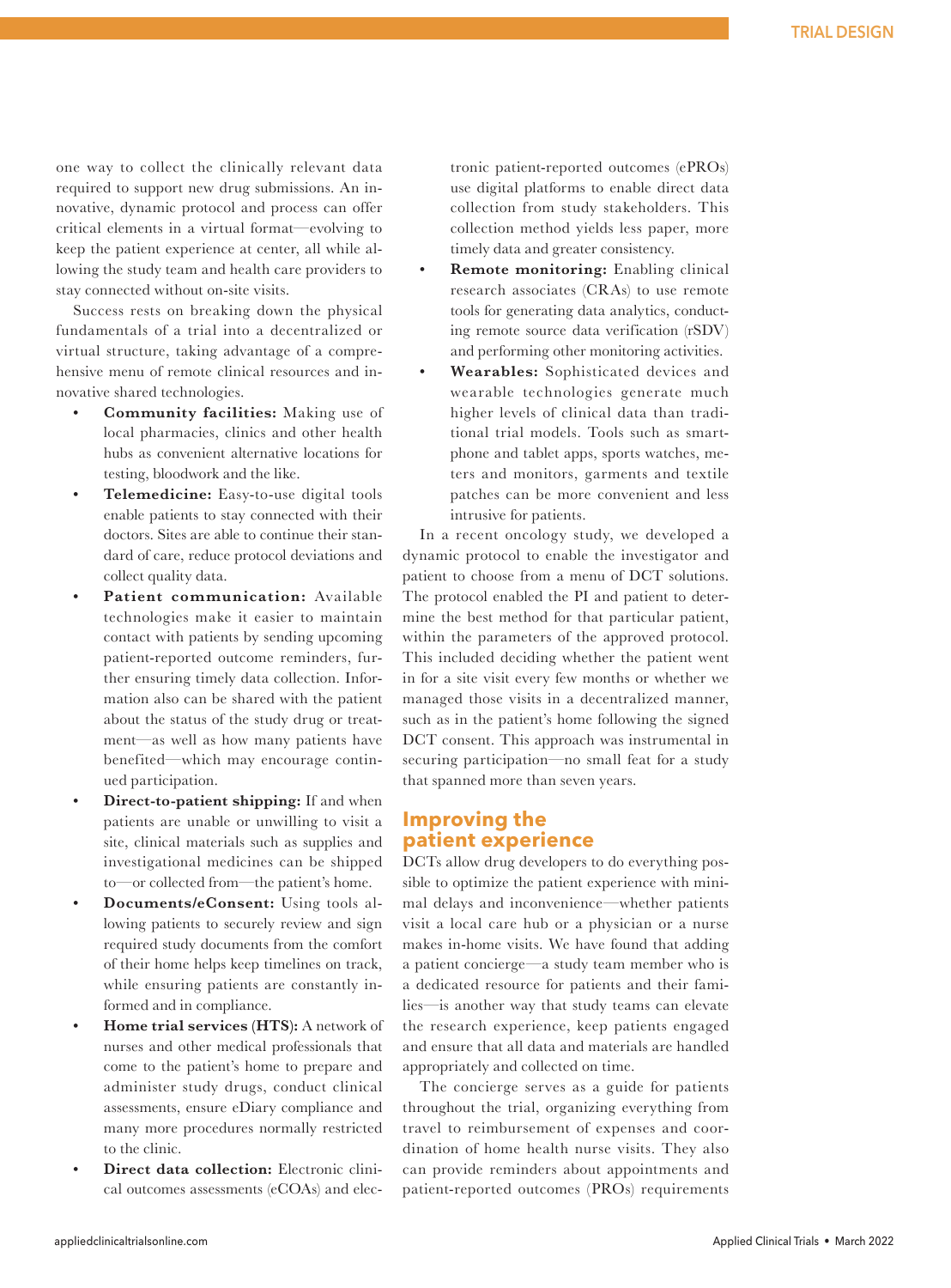one way to collect the clinically relevant data required to support new drug submissions. An innovative, dynamic protocol and process can offer critical elements in a virtual format—evolving to keep the patient experience at center, all while allowing the study team and health care providers to stay connected without on-site visits.

Success rests on breaking down the physical fundamentals of a trial into a decentralized or virtual structure, taking advantage of a comprehensive menu of remote clinical resources and innovative shared technologies.

- **Community facilities:** Making use of local pharmacies, clinics and other health hubs as convenient alternative locations for testing, bloodwork and the like.
- **Telemedicine:** Easy-to-use digital tools enable patients to stay connected with their doctors. Sites are able to continue their standard of care, reduce protocol deviations and collect quality data.
- **Patient communication:** Available technologies make it easier to maintain contact with patients by sending upcoming patient-reported outcome reminders, further ensuring timely data collection. Information also can be shared with the patient about the status of the study drug or treatment—as well as how many patients have benefited—which may encourage continued participation.
- **Direct-to-patient shipping:** If and when patients are unable or unwilling to visit a site, clinical materials such as supplies and investigational medicines can be shipped to—or collected from—the patient's home.
- **Documents/eConsent:** Using tools allowing patients to securely review and sign required study documents from the comfort of their home helps keep timelines on track, while ensuring patients are constantly informed and in compliance.
- **Home trial services (HTS):** A network of nurses and other medical professionals that come to the patient's home to prepare and administer study drugs, conduct clinical assessments, ensure eDiary compliance and many more procedures normally restricted to the clinic.
- **Direct data collection:** Electronic clinical outcomes assessments (eCOAs) and electronic patient-reported outcomes (ePROs) use digital platforms to enable direct data collection from study stakeholders. This collection method yields less paper, more timely data and greater consistency.
- **Remote monitoring:** Enabling clinical research associates (CRAs) to use remote tools for generating data analytics, conducting remote source data verification (rSDV) and performing other monitoring activities.
- **Wearables:** Sophisticated devices and wearable technologies generate much higher levels of clinical data than traditional trial models. Tools such as smartphone and tablet apps, sports watches, meters and monitors, garments and textile patches can be more convenient and less intrusive for patients.

In a recent oncology study, we developed a dynamic protocol to enable the investigator and patient to choose from a menu of DCT solutions. The protocol enabled the PI and patient to determine the best method for that particular patient, within the parameters of the approved protocol. This included deciding whether the patient went in for a site visit every few months or whether we managed those visits in a decentralized manner, such as in the patient's home following the signed DCT consent. This approach was instrumental in securing participation—no small feat for a study that spanned more than seven years.

## Improving the patient experience

DCTs allow drug developers to do everything possible to optimize the patient experience with minimal delays and inconvenience—whether patients visit a local care hub or a physician or a nurse makes in-home visits. We have found that adding a patient concierge—a study team member who is a dedicated resource for patients and their families—is another way that study teams can elevate the research experience, keep patients engaged and ensure that all data and materials are handled appropriately and collected on time.

The concierge serves as a guide for patients throughout the trial, organizing everything from travel to reimbursement of expenses and coordination of home health nurse visits. They also can provide reminders about appointments and patient-reported outcomes (PROs) requirements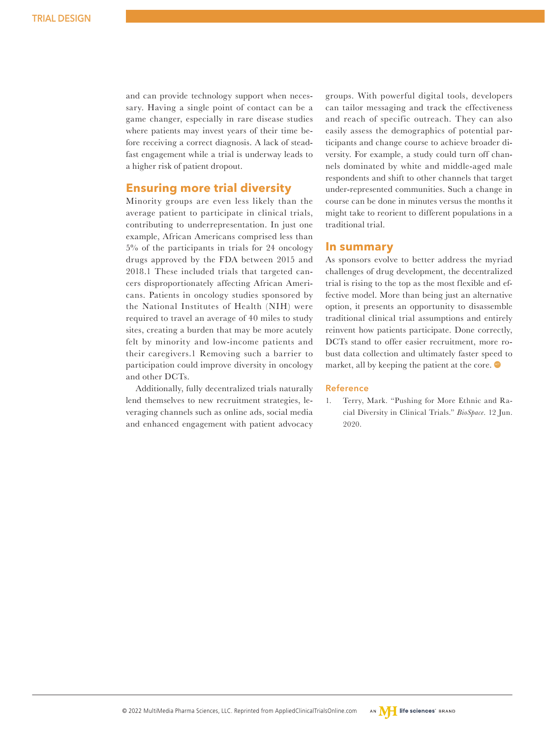and can provide technology support when necessary. Having a single point of contact can be a game changer, especially in rare disease studies where patients may invest years of their time before receiving a correct diagnosis. A lack of steadfast engagement while a trial is underway leads to a higher risk of patient dropout.

## Ensuring more trial diversity

Minority groups are even less likely than the average patient to participate in clinical trials, contributing to underrepresentation. In just one example, African Americans comprised less than 5% of the participants in trials for 24 oncology drugs approved by the FDA between 2015 and 2018.[1] These included trials that targeted cancers disproportionately affecting African Americans. Patients in oncology studies sponsored by the National Institutes of Health (NIH) were required to travel an average of 40 miles to study sites, creating a burden that may be more acutely felt by minority and low-income patients and their caregivers.[1] Removing such a barrier to participation could improve diversity in oncology and other DCTs.

Additionally, fully decentralized trials naturally lend themselves to new recruitment strategies, leveraging channels such as online ads, social media and enhanced engagement with patient advocacy groups. With powerful digital tools, developers can tailor messaging and track the effectiveness and reach of specific outreach. They can also easily assess the demographics of potential participants and change course to achieve broader diversity. For example, a study could turn off channels dominated by white and middle-aged male respondents and shift to other channels that target under-represented communities. Such a change in course can be done in minutes versus the months it might take to reorient to different populations in a traditional trial.

## In summary

As sponsors evolve to better address the myriad challenges of drug development, the decentralized trial is rising to the top as the most flexible and effective model. More than being just an alternative option, it presents an opportunity to disassemble traditional clinical trial assumptions and entirely reinvent how patients participate. Done correctly, DCTs stand to offer easier recruitment, more robust data collection and ultimately faster speed to market, all by keeping the patient at the core.

### Reference

1. Terry, Mark. "Pushing for More Ethnic and Racial Diversity in Clinical Trials." *BioSpace*. 12 Jun. 2020.